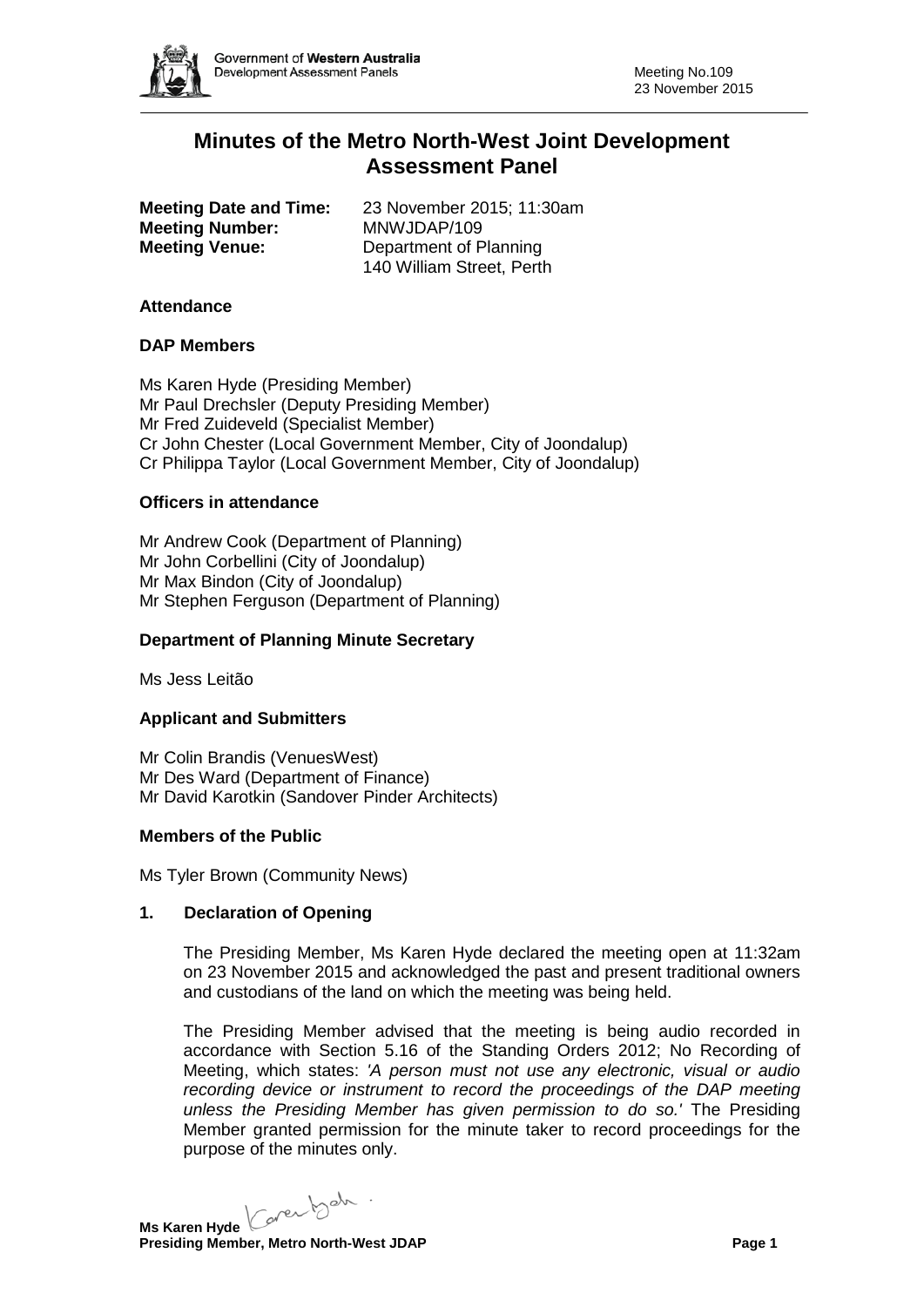# Minutes of the Metro North-West Joint Development Assessment Panel

**Meeting Date and Time:** 23 November 2015; 11:30am
**Meeting Number:** MNWJDAP/109
**Meeting Venue:** Department of Planning
140 William Street, Perth

## Attendance

### DAP Members

Ms Karen Hyde (Presiding Member)
Mr Paul Drechsler (Deputy Presiding Member)
Mr Fred Zuideveld (Specialist Member)
Cr John Chester (Local Government Member, City of Joondalup)
Cr Philippa Taylor (Local Government Member, City of Joondalup)

### Officers in attendance

Mr Andrew Cook (Department of Planning)
Mr John Corbellini (City of Joondalup)
Mr Max Bindon (City of Joondalup)
Mr Stephen Ferguson (Department of Planning)

### Department of Planning Minute Secretary

Ms Jess Leitão

### Applicant and Submitters

Mr Colin Brandis (VenuesWest)
Mr Des Ward (Department of Finance)
Mr David Karotkin (Sandover Pinder Architects)

### Members of the Public

Ms Tyler Brown (Community News)

## 1. Declaration of Opening

The Presiding Member, Ms Karen Hyde declared the meeting open at 11:32am on 23 November 2015 and acknowledged the past and present traditional owners and custodians of the land on which the meeting was being held.

The Presiding Member advised that the meeting is being audio recorded in accordance with Section 5.16 of the Standing Orders 2012; No Recording of Meeting, which states: *'A person must not use any electronic, visual or audio recording device or instrument to record the proceedings of the DAP meeting unless the Presiding Member has given permission to do so.'* The Presiding Member granted permission for the minute taker to record proceedings for the purpose of the minutes only.

**Ms Karen Hyde**
**Presiding Member, Metro North-West JDAP**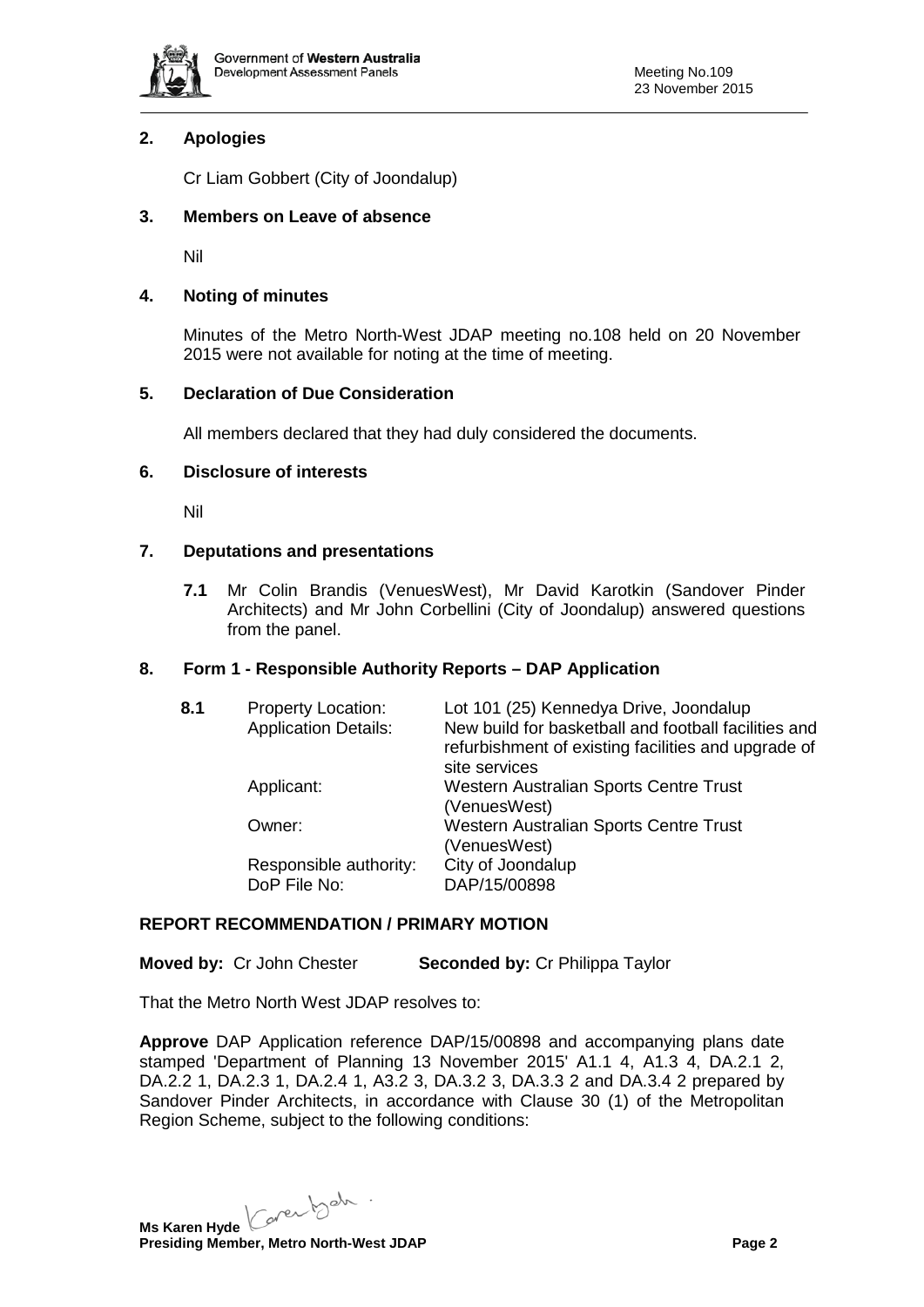## 2. Apologies

Cr Liam Gobbert (City of Joondalup)

## 3. Members on Leave of absence

Nil

## 4. Noting of minutes

Minutes of the Metro North-West JDAP meeting no.108 held on 20 November 2015 were not available for noting at the time of meeting.

## 5. Declaration of Due Consideration

All members declared that they had duly considered the documents.

## 6. Disclosure of interests

Nil

## 7. Deputations and presentations

**7.1** Mr Colin Brandis (VenuesWest), Mr David Karotkin (Sandover Pinder Architects) and Mr John Corbellini (City of Joondalup) answered questions from the panel.

## 8. Form 1 - Responsible Authority Reports – DAP Application

**8.1**

| | |
|---|---|
| Property Location: | Lot 101 (25) Kennedya Drive, Joondalup |
| Application Details: | New build for basketball and football facilities and refurbishment of existing facilities and upgrade of site services |
| Applicant: | Western Australian Sports Centre Trust (VenuesWest) |
| Owner: | Western Australian Sports Centre Trust (VenuesWest) |
| Responsible authority: | City of Joondalup |
| DoP File No: | DAP/15/00898 |

**REPORT RECOMMENDATION / PRIMARY MOTION**

**Moved by:** Cr John Chester **Seconded by:** Cr Philippa Taylor

That the Metro North West JDAP resolves to:

**Approve** DAP Application reference DAP/15/00898 and accompanying plans date stamped 'Department of Planning 13 November 2015' A1.1 4, A1.3 4, DA.2.1 2, DA.2.2 1, DA.2.3 1, DA.2.4 1, A3.2 3, DA.3.2 3, DA.3.3 2 and DA.3.4 2 prepared by Sandover Pinder Architects, in accordance with Clause 30 (1) of the Metropolitan Region Scheme, subject to the following conditions:

**Ms Karen Hyde**
**Presiding Member, Metro North-West JDAP**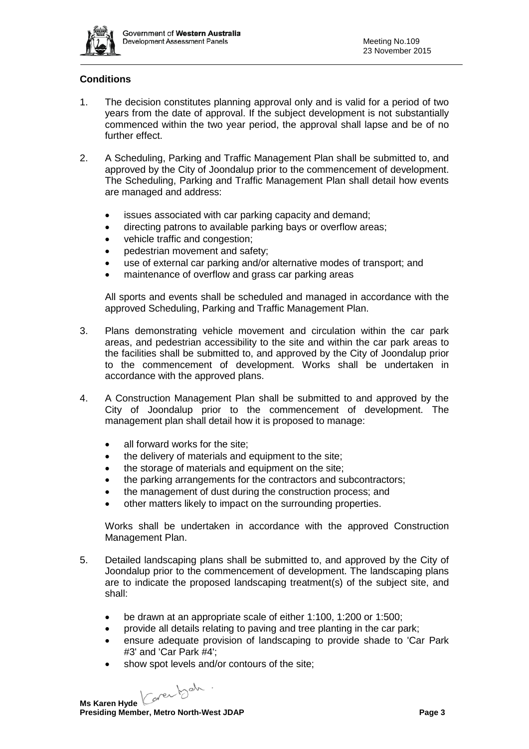### Conditions

1. The decision constitutes planning approval only and is valid for a period of two years from the date of approval. If the subject development is not substantially commenced within the two year period, the approval shall lapse and be of no further effect.

2. A Scheduling, Parking and Traffic Management Plan shall be submitted to, and approved by the City of Joondalup prior to the commencement of development. The Scheduling, Parking and Traffic Management Plan shall detail how events are managed and address:

   - issues associated with car parking capacity and demand;
   - directing patrons to available parking bays or overflow areas;
   - vehicle traffic and congestion;
   - pedestrian movement and safety;
   - use of external car parking and/or alternative modes of transport; and
   - maintenance of overflow and grass car parking areas

   All sports and events shall be scheduled and managed in accordance with the approved Scheduling, Parking and Traffic Management Plan.

3. Plans demonstrating vehicle movement and circulation within the car park areas, and pedestrian accessibility to the site and within the car park areas to the facilities shall be submitted to, and approved by the City of Joondalup prior to the commencement of development. Works shall be undertaken in accordance with the approved plans.

4. A Construction Management Plan shall be submitted to and approved by the City of Joondalup prior to the commencement of development. The management plan shall detail how it is proposed to manage:

   - all forward works for the site;
   - the delivery of materials and equipment to the site;
   - the storage of materials and equipment on the site;
   - the parking arrangements for the contractors and subcontractors;
   - the management of dust during the construction process; and
   - other matters likely to impact on the surrounding properties.

   Works shall be undertaken in accordance with the approved Construction Management Plan.

5. Detailed landscaping plans shall be submitted to, and approved by the City of Joondalup prior to the commencement of development. The landscaping plans are to indicate the proposed landscaping treatment(s) of the subject site, and shall:

   - be drawn at an appropriate scale of either 1:100, 1:200 or 1:500;
   - provide all details relating to paving and tree planting in the car park;
   - ensure adequate provision of landscaping to provide shade to 'Car Park #3' and 'Car Park #4';
   - show spot levels and/or contours of the site;

**Ms Karen Hyde**
**Presiding Member, Metro North-West JDAP**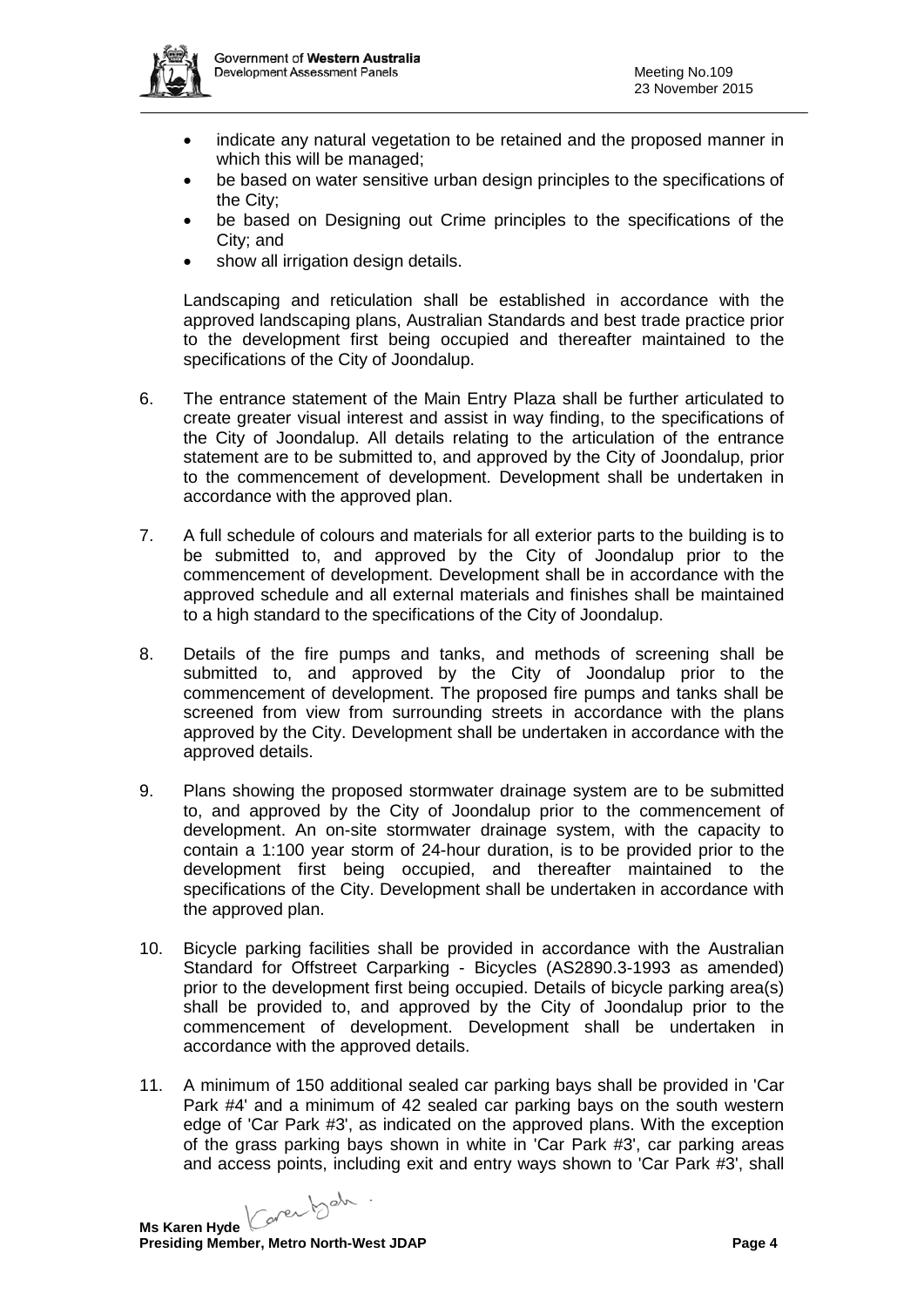- indicate any natural vegetation to be retained and the proposed manner in which this will be managed;
- be based on water sensitive urban design principles to the specifications of the City;
- be based on Designing out Crime principles to the specifications of the City; and
- show all irrigation design details.

Landscaping and reticulation shall be established in accordance with the approved landscaping plans, Australian Standards and best trade practice prior to the development first being occupied and thereafter maintained to the specifications of the City of Joondalup.

6. The entrance statement of the Main Entry Plaza shall be further articulated to create greater visual interest and assist in way finding, to the specifications of the City of Joondalup. All details relating to the articulation of the entrance statement are to be submitted to, and approved by the City of Joondalup, prior to the commencement of development. Development shall be undertaken in accordance with the approved plan.

7. A full schedule of colours and materials for all exterior parts to the building is to be submitted to, and approved by the City of Joondalup prior to the commencement of development. Development shall be in accordance with the approved schedule and all external materials and finishes shall be maintained to a high standard to the specifications of the City of Joondalup.

8. Details of the fire pumps and tanks, and methods of screening shall be submitted to, and approved by the City of Joondalup prior to the commencement of development. The proposed fire pumps and tanks shall be screened from view from surrounding streets in accordance with the plans approved by the City. Development shall be undertaken in accordance with the approved details.

9. Plans showing the proposed stormwater drainage system are to be submitted to, and approved by the City of Joondalup prior to the commencement of development. An on-site stormwater drainage system, with the capacity to contain a 1:100 year storm of 24-hour duration, is to be provided prior to the development first being occupied, and thereafter maintained to the specifications of the City. Development shall be undertaken in accordance with the approved plan.

10. Bicycle parking facilities shall be provided in accordance with the Australian Standard for Offstreet Carparking - Bicycles (AS2890.3-1993 as amended) prior to the development first being occupied. Details of bicycle parking area(s) shall be provided to, and approved by the City of Joondalup prior to the commencement of development. Development shall be undertaken in accordance with the approved details.

11. A minimum of 150 additional sealed car parking bays shall be provided in 'Car Park #4' and a minimum of 42 sealed car parking bays on the south western edge of 'Car Park #3', as indicated on the approved plans. With the exception of the grass parking bays shown in white in 'Car Park #3', car parking areas and access points, including exit and entry ways shown to 'Car Park #3', shall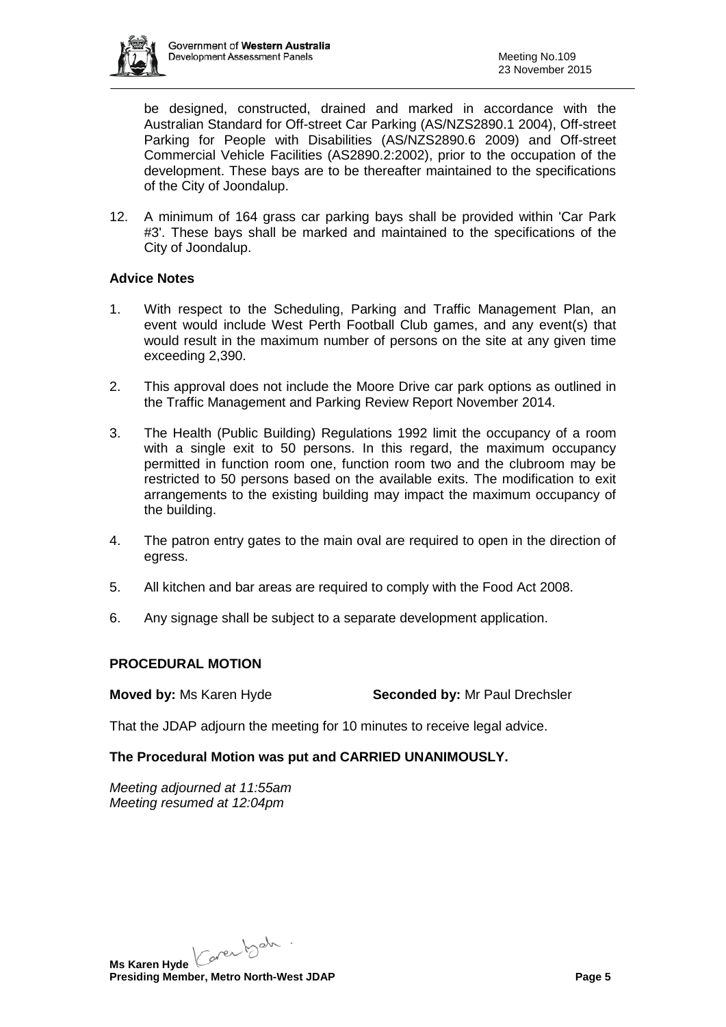be designed, constructed, drained and marked in accordance with the Australian Standard for Off-street Car Parking (AS/NZS2890.1 2004), Off-street Parking for People with Disabilities (AS/NZS2890.6 2009) and Off-street Commercial Vehicle Facilities (AS2890.2:2002), prior to the occupation of the development. These bays are to be thereafter maintained to the specifications of the City of Joondalup.

12. A minimum of 164 grass car parking bays shall be provided within 'Car Park #3'. These bays shall be marked and maintained to the specifications of the City of Joondalup.

**Advice Notes**

1. With respect to the Scheduling, Parking and Traffic Management Plan, an event would include West Perth Football Club games, and any event(s) that would result in the maximum number of persons on the site at any given time exceeding 2,390.
2. This approval does not include the Moore Drive car park options as outlined in the Traffic Management and Parking Review Report November 2014.
3. The Health (Public Building) Regulations 1992 limit the occupancy of a room with a single exit to 50 persons. In this regard, the maximum occupancy permitted in function room one, function room two and the clubroom may be restricted to 50 persons based on the available exits. The modification to exit arrangements to the existing building may impact the maximum occupancy of the building.
4. The patron entry gates to the main oval are required to open in the direction of egress.
5. All kitchen and bar areas are required to comply with the Food Act 2008.
6. Any signage shall be subject to a separate development application.

**PROCEDURAL MOTION**

**Moved by:** Ms Karen Hyde **Seconded by:** Mr Paul Drechsler

That the JDAP adjourn the meeting for 10 minutes to receive legal advice.

**The Procedural Motion was put and CARRIED UNANIMOUSLY.**

*Meeting adjourned at 11:55am*
*Meeting resumed at 12:04pm*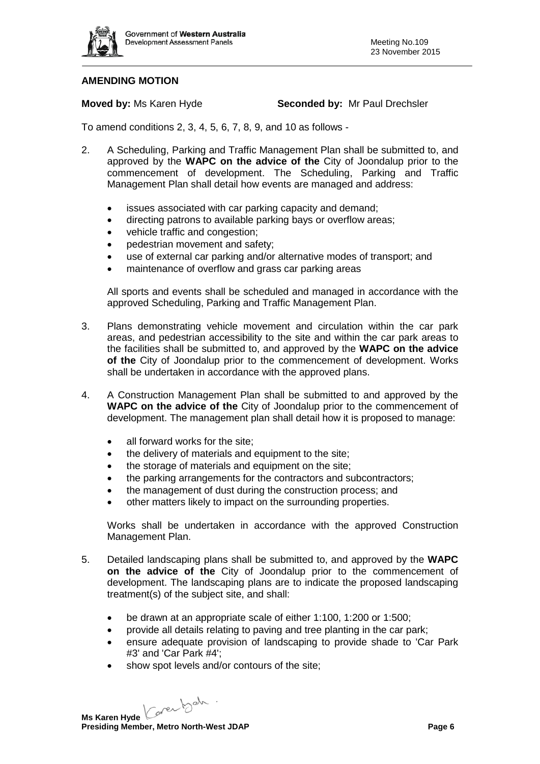**AMENDING MOTION**

**Moved by:** Ms Karen Hyde **Seconded by:** Mr Paul Drechsler

To amend conditions 2, 3, 4, 5, 6, 7, 8, 9, and 10 as follows -

2. A Scheduling, Parking and Traffic Management Plan shall be submitted to, and approved by the **WAPC on the advice of the** City of Joondalup prior to the commencement of development. The Scheduling, Parking and Traffic Management Plan shall detail how events are managed and address:

   - issues associated with car parking capacity and demand;
   - directing patrons to available parking bays or overflow areas;
   - vehicle traffic and congestion;
   - pedestrian movement and safety;
   - use of external car parking and/or alternative modes of transport; and
   - maintenance of overflow and grass car parking areas

   All sports and events shall be scheduled and managed in accordance with the approved Scheduling, Parking and Traffic Management Plan.

3. Plans demonstrating vehicle movement and circulation within the car park areas, and pedestrian accessibility to the site and within the car park areas to the facilities shall be submitted to, and approved by the **WAPC on the advice of the** City of Joondalup prior to the commencement of development. Works shall be undertaken in accordance with the approved plans.

4. A Construction Management Plan shall be submitted to and approved by the **WAPC on the advice of the** City of Joondalup prior to the commencement of development. The management plan shall detail how it is proposed to manage:

   - all forward works for the site;
   - the delivery of materials and equipment to the site;
   - the storage of materials and equipment on the site;
   - the parking arrangements for the contractors and subcontractors;
   - the management of dust during the construction process; and
   - other matters likely to impact on the surrounding properties.

   Works shall be undertaken in accordance with the approved Construction Management Plan.

5. Detailed landscaping plans shall be submitted to, and approved by the **WAPC on the advice of the** City of Joondalup prior to the commencement of development. The landscaping plans are to indicate the proposed landscaping treatment(s) of the subject site, and shall:

   - be drawn at an appropriate scale of either 1:100, 1:200 or 1:500;
   - provide all details relating to paving and tree planting in the car park;
   - ensure adequate provision of landscaping to provide shade to 'Car Park #3' and 'Car Park #4';
   - show spot levels and/or contours of the site;

**Ms Karen Hyde**
**Presiding Member, Metro North-West JDAP**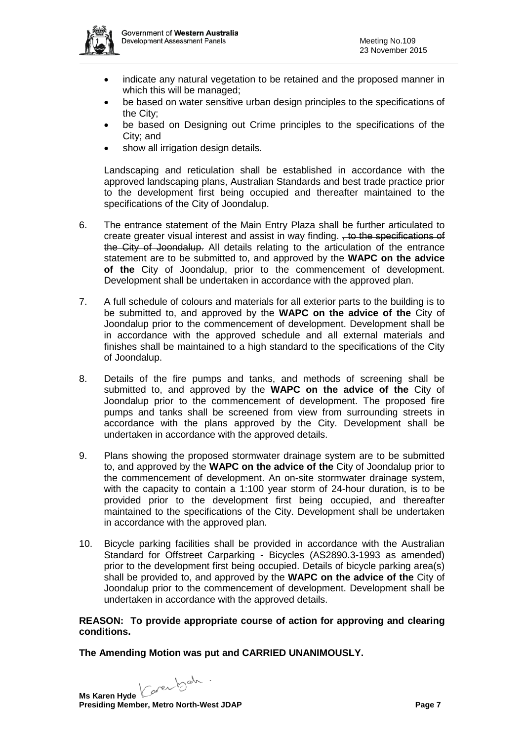- indicate any natural vegetation to be retained and the proposed manner in which this will be managed;
- be based on water sensitive urban design principles to the specifications of the City;
- be based on Designing out Crime principles to the specifications of the City; and
- show all irrigation design details.

Landscaping and reticulation shall be established in accordance with the approved landscaping plans, Australian Standards and best trade practice prior to the development first being occupied and thereafter maintained to the specifications of the City of Joondalup.

6. The entrance statement of the Main Entry Plaza shall be further articulated to create greater visual interest and assist in way finding. ~~, to the specifications of the City of Joondalup.~~ All details relating to the articulation of the entrance statement are to be submitted to, and approved by the **WAPC on the advice of the** City of Joondalup, prior to the commencement of development. Development shall be undertaken in accordance with the approved plan.

7. A full schedule of colours and materials for all exterior parts to the building is to be submitted to, and approved by the **WAPC on the advice of the** City of Joondalup prior to the commencement of development. Development shall be in accordance with the approved schedule and all external materials and finishes shall be maintained to a high standard to the specifications of the City of Joondalup.

8. Details of the fire pumps and tanks, and methods of screening shall be submitted to, and approved by the **WAPC on the advice of the** City of Joondalup prior to the commencement of development. The proposed fire pumps and tanks shall be screened from view from surrounding streets in accordance with the plans approved by the City. Development shall be undertaken in accordance with the approved details.

9. Plans showing the proposed stormwater drainage system are to be submitted to, and approved by the **WAPC on the advice of the** City of Joondalup prior to the commencement of development. An on-site stormwater drainage system, with the capacity to contain a 1:100 year storm of 24-hour duration, is to be provided prior to the development first being occupied, and thereafter maintained to the specifications of the City. Development shall be undertaken in accordance with the approved plan.

10. Bicycle parking facilities shall be provided in accordance with the Australian Standard for Offstreet Carparking - Bicycles (AS2890.3-1993 as amended) prior to the development first being occupied. Details of bicycle parking area(s) shall be provided to, and approved by the **WAPC on the advice of the** City of Joondalup prior to the commencement of development. Development shall be undertaken in accordance with the approved details.

**REASON: To provide appropriate course of action for approving and clearing conditions.**

**The Amending Motion was put and CARRIED UNANIMOUSLY.**

**Ms Karen Hyde**
**Presiding Member, Metro North-West JDAP**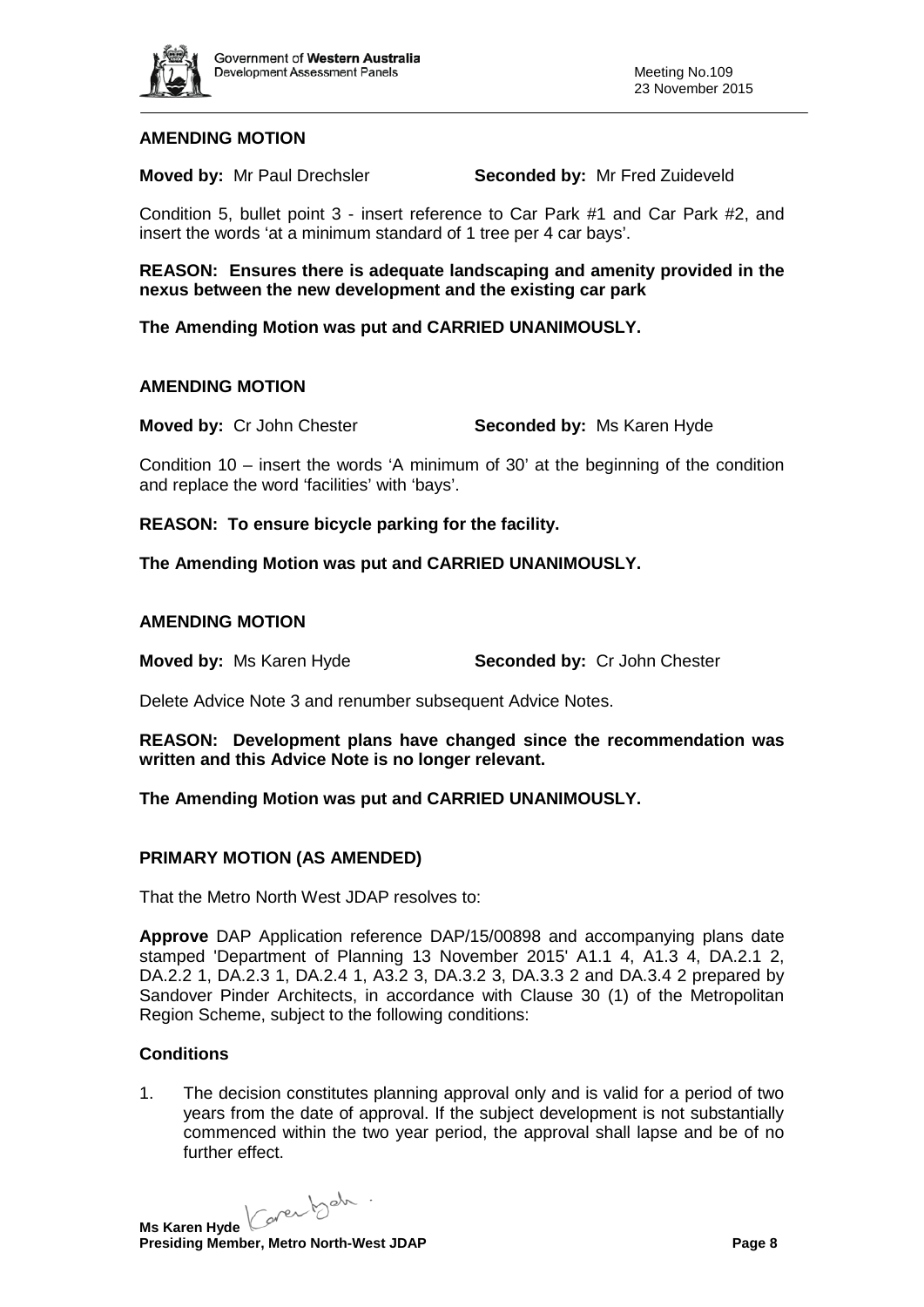**AMENDING MOTION**

**Moved by:** Mr Paul Drechsler **Seconded by:** Mr Fred Zuideveld

Condition 5, bullet point 3 - insert reference to Car Park #1 and Car Park #2, and insert the words 'at a minimum standard of 1 tree per 4 car bays'.

**REASON: Ensures there is adequate landscaping and amenity provided in the nexus between the new development and the existing car park**

**The Amending Motion was put and CARRIED UNANIMOUSLY.**

**AMENDING MOTION**

**Moved by:** Cr John Chester **Seconded by:** Ms Karen Hyde

Condition 10 – insert the words 'A minimum of 30' at the beginning of the condition and replace the word 'facilities' with 'bays'.

**REASON: To ensure bicycle parking for the facility.**

**The Amending Motion was put and CARRIED UNANIMOUSLY.**

**AMENDING MOTION**

**Moved by:** Ms Karen Hyde **Seconded by:** Cr John Chester

Delete Advice Note 3 and renumber subsequent Advice Notes.

**REASON: Development plans have changed since the recommendation was written and this Advice Note is no longer relevant.**

**The Amending Motion was put and CARRIED UNANIMOUSLY.**

**PRIMARY MOTION (AS AMENDED)**

That the Metro North West JDAP resolves to:

**Approve** DAP Application reference DAP/15/00898 and accompanying plans date stamped 'Department of Planning 13 November 2015' A1.1 4, A1.3 4, DA.2.1 2, DA.2.2 1, DA.2.3 1, DA.2.4 1, A3.2 3, DA.3.2 3, DA.3.3 2 and DA.3.4 2 prepared by Sandover Pinder Architects, in accordance with Clause 30 (1) of the Metropolitan Region Scheme, subject to the following conditions:

**Conditions**

1. The decision constitutes planning approval only and is valid for a period of two years from the date of approval. If the subject development is not substantially commenced within the two year period, the approval shall lapse and be of no further effect.

**Ms Karen Hyde**
**Presiding Member, Metro North-West JDAP**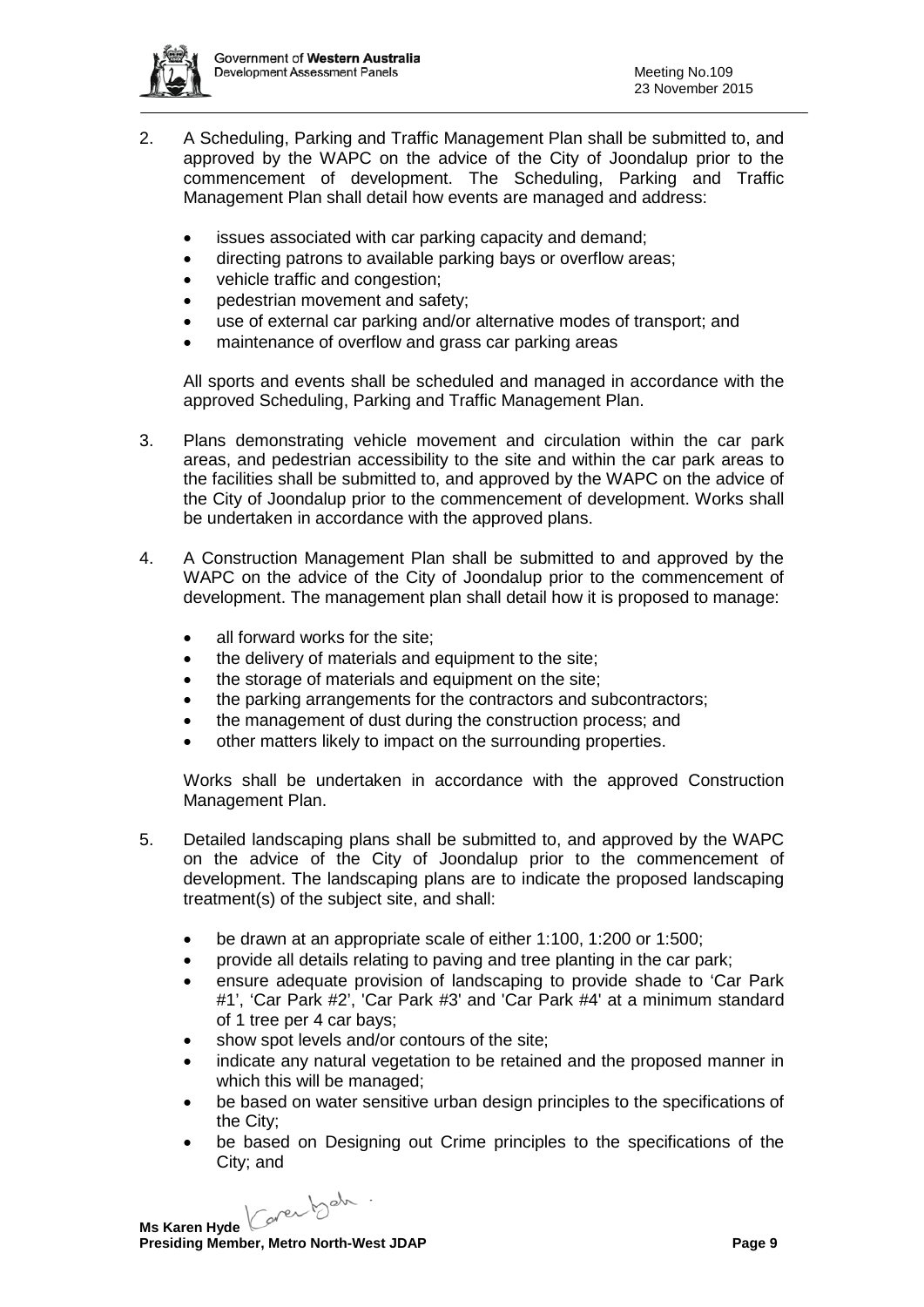2. A Scheduling, Parking and Traffic Management Plan shall be submitted to, and approved by the WAPC on the advice of the City of Joondalup prior to the commencement of development. The Scheduling, Parking and Traffic Management Plan shall detail how events are managed and address:

   - issues associated with car parking capacity and demand;
   - directing patrons to available parking bays or overflow areas;
   - vehicle traffic and congestion;
   - pedestrian movement and safety;
   - use of external car parking and/or alternative modes of transport; and
   - maintenance of overflow and grass car parking areas

   All sports and events shall be scheduled and managed in accordance with the approved Scheduling, Parking and Traffic Management Plan.

3. Plans demonstrating vehicle movement and circulation within the car park areas, and pedestrian accessibility to the site and within the car park areas to the facilities shall be submitted to, and approved by the WAPC on the advice of the City of Joondalup prior to the commencement of development. Works shall be undertaken in accordance with the approved plans.

4. A Construction Management Plan shall be submitted to and approved by the WAPC on the advice of the City of Joondalup prior to the commencement of development. The management plan shall detail how it is proposed to manage:

   - all forward works for the site;
   - the delivery of materials and equipment to the site;
   - the storage of materials and equipment on the site;
   - the parking arrangements for the contractors and subcontractors;
   - the management of dust during the construction process; and
   - other matters likely to impact on the surrounding properties.

   Works shall be undertaken in accordance with the approved Construction Management Plan.

5. Detailed landscaping plans shall be submitted to, and approved by the WAPC on the advice of the City of Joondalup prior to the commencement of development. The landscaping plans are to indicate the proposed landscaping treatment(s) of the subject site, and shall:

   - be drawn at an appropriate scale of either 1:100, 1:200 or 1:500;
   - provide all details relating to paving and tree planting in the car park;
   - ensure adequate provision of landscaping to provide shade to 'Car Park #1', 'Car Park #2', 'Car Park #3' and 'Car Park #4' at a minimum standard of 1 tree per 4 car bays;
   - show spot levels and/or contours of the site;
   - indicate any natural vegetation to be retained and the proposed manner in which this will be managed;
   - be based on water sensitive urban design principles to the specifications of the City;
   - be based on Designing out Crime principles to the specifications of the City; and

**Ms Karen Hyde**
**Presiding Member, Metro North-West JDAP**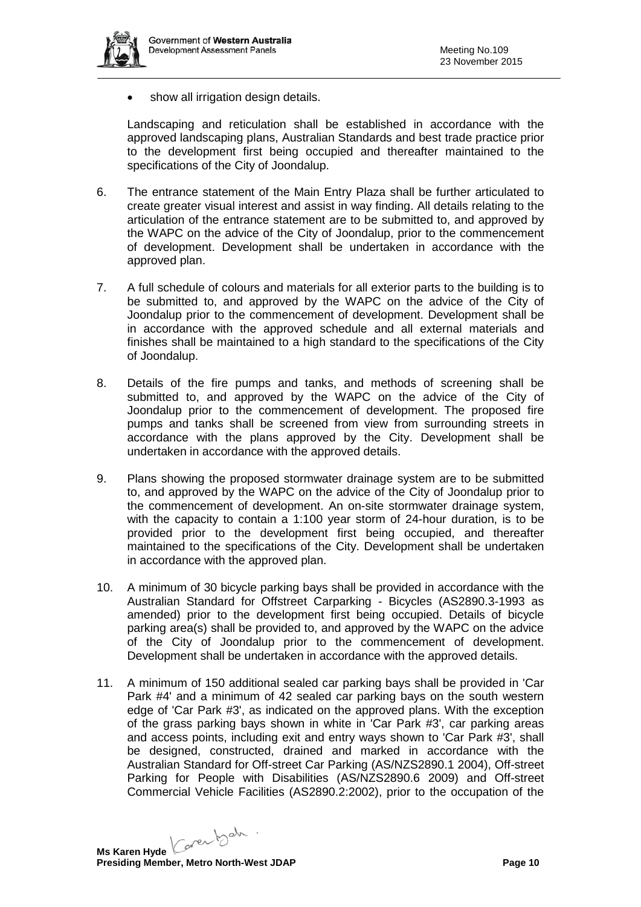- show all irrigation design details.

Landscaping and reticulation shall be established in accordance with the approved landscaping plans, Australian Standards and best trade practice prior to the development first being occupied and thereafter maintained to the specifications of the City of Joondalup.

6. The entrance statement of the Main Entry Plaza shall be further articulated to create greater visual interest and assist in way finding. All details relating to the articulation of the entrance statement are to be submitted to, and approved by the WAPC on the advice of the City of Joondalup, prior to the commencement of development. Development shall be undertaken in accordance with the approved plan.

7. A full schedule of colours and materials for all exterior parts to the building is to be submitted to, and approved by the WAPC on the advice of the City of Joondalup prior to the commencement of development. Development shall be in accordance with the approved schedule and all external materials and finishes shall be maintained to a high standard to the specifications of the City of Joondalup.

8. Details of the fire pumps and tanks, and methods of screening shall be submitted to, and approved by the WAPC on the advice of the City of Joondalup prior to the commencement of development. The proposed fire pumps and tanks shall be screened from view from surrounding streets in accordance with the plans approved by the City. Development shall be undertaken in accordance with the approved details.

9. Plans showing the proposed stormwater drainage system are to be submitted to, and approved by the WAPC on the advice of the City of Joondalup prior to the commencement of development. An on-site stormwater drainage system, with the capacity to contain a 1:100 year storm of 24-hour duration, is to be provided prior to the development first being occupied, and thereafter maintained to the specifications of the City. Development shall be undertaken in accordance with the approved plan.

10. A minimum of 30 bicycle parking bays shall be provided in accordance with the Australian Standard for Offstreet Carparking - Bicycles (AS2890.3-1993 as amended) prior to the development first being occupied. Details of bicycle parking area(s) shall be provided to, and approved by the WAPC on the advice of the City of Joondalup prior to the commencement of development. Development shall be undertaken in accordance with the approved details.

11. A minimum of 150 additional sealed car parking bays shall be provided in 'Car Park #4' and a minimum of 42 sealed car parking bays on the south western edge of 'Car Park #3', as indicated on the approved plans. With the exception of the grass parking bays shown in white in 'Car Park #3', car parking areas and access points, including exit and entry ways shown to 'Car Park #3', shall be designed, constructed, drained and marked in accordance with the Australian Standard for Off-street Car Parking (AS/NZS2890.1 2004), Off-street Parking for People with Disabilities (AS/NZS2890.6 2009) and Off-street Commercial Vehicle Facilities (AS2890.2:2002), prior to the occupation of the

**Ms Karen Hyde**
**Presiding Member, Metro North-West JDAP**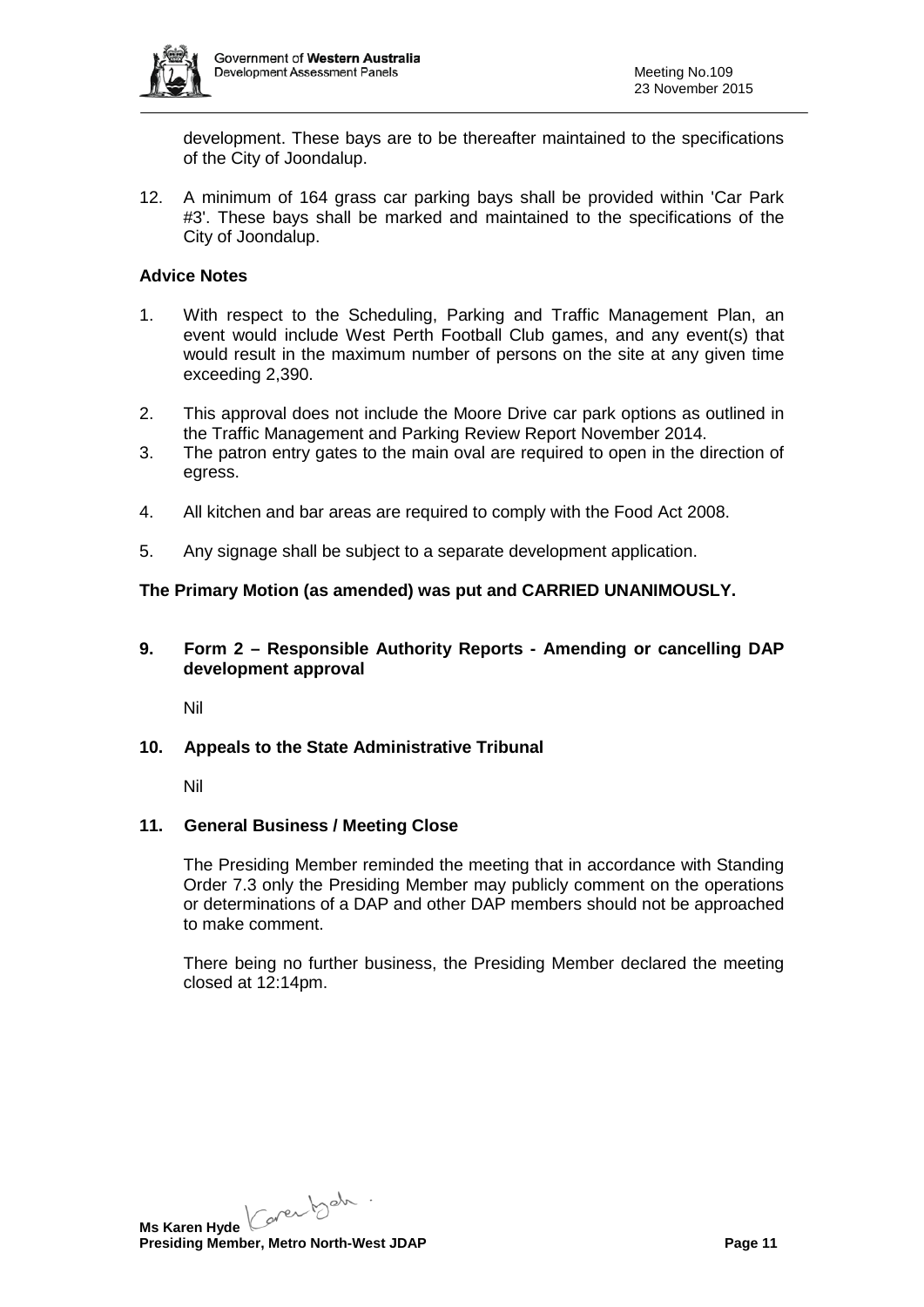development. These bays are to be thereafter maintained to the specifications of the City of Joondalup.

12. A minimum of 164 grass car parking bays shall be provided within 'Car Park #3'. These bays shall be marked and maintained to the specifications of the City of Joondalup.

**Advice Notes**

1. With respect to the Scheduling, Parking and Traffic Management Plan, an event would include West Perth Football Club games, and any event(s) that would result in the maximum number of persons on the site at any given time exceeding 2,390.
2. This approval does not include the Moore Drive car park options as outlined in the Traffic Management and Parking Review Report November 2014.
3. The patron entry gates to the main oval are required to open in the direction of egress.
4. All kitchen and bar areas are required to comply with the Food Act 2008.
5. Any signage shall be subject to a separate development application.

**The Primary Motion (as amended) was put and CARRIED UNANIMOUSLY.**

**9. Form 2 – Responsible Authority Reports - Amending or cancelling DAP development approval**

Nil

**10. Appeals to the State Administrative Tribunal**

Nil

**11. General Business / Meeting Close**

The Presiding Member reminded the meeting that in accordance with Standing Order 7.3 only the Presiding Member may publicly comment on the operations or determinations of a DAP and other DAP members should not be approached to make comment.

There being no further business, the Presiding Member declared the meeting closed at 12:14pm.

**Ms Karen Hyde**
**Presiding Member, Metro North-West JDAP**